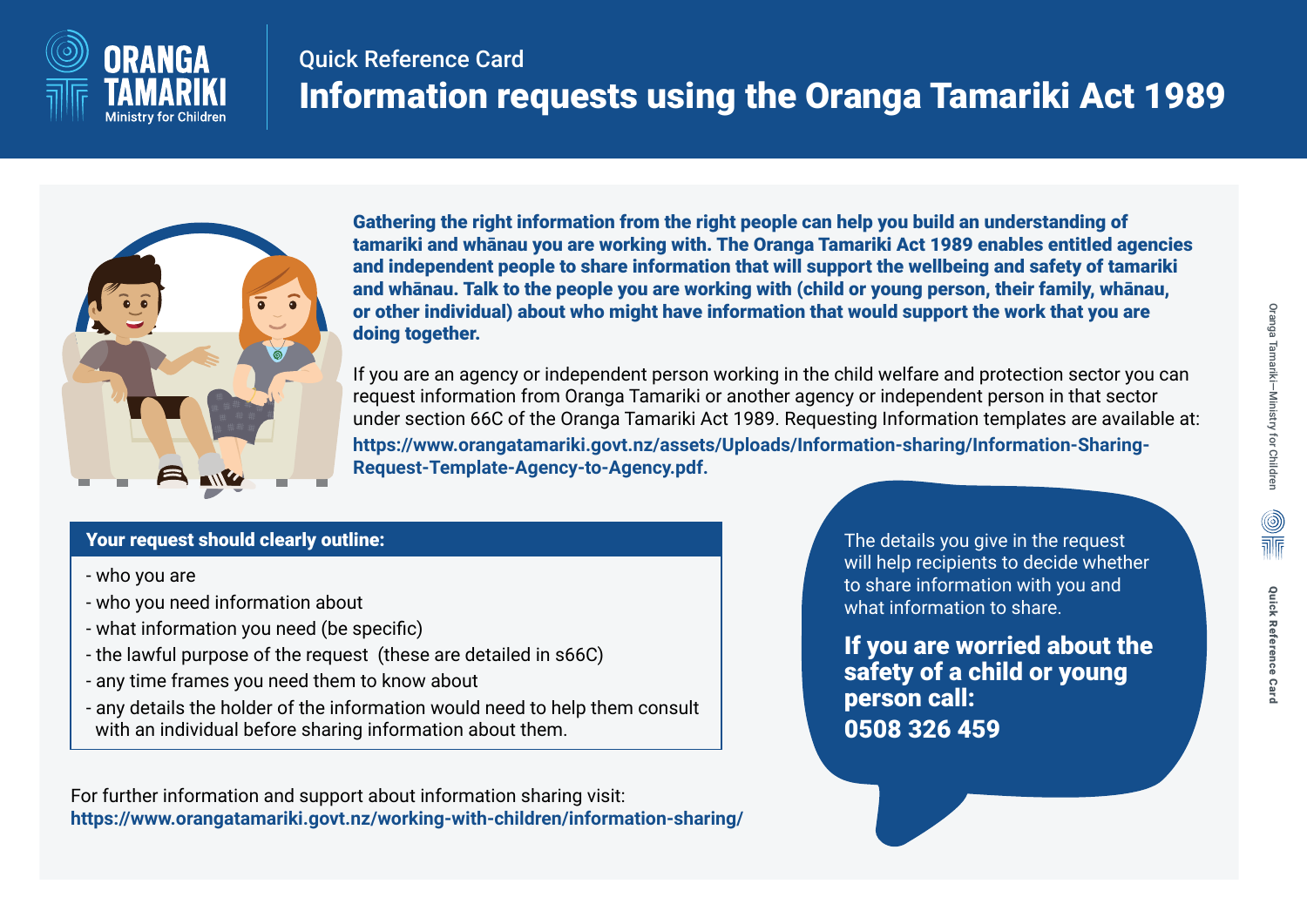# Oranga Tamariki — Ministry for Children

## Quick Reference Card

# Information requests using the Oranga Tamariki Act 1989

**Gathering the right information from the right people can help you build an understanding of tamariki and whānau you are working with. The Oranga Tamariki Act 1989 enables entitled agencies and independent people to share information that will support the wellbeing and safety of tamariki and whānau. Talk to the people you are working with (child or young person, their family, whānau, or other individual) about who might have information that would support the work that you are doing together.**

If you are an agency or independent person working in the child welfare and protection sector you can request information from Oranga Tamariki or another agency or independent person in that sector under section 66C of the Oranga Tamariki Act 1989. Requesting Information templates are available at: **https://www.orangatamariki.govt.nz/assets/Uploads/Information-sharing/Information-Sharing-Request-Template-Agency-to-Agency.pdf.**

### Your request should clearly outline:

- who you are
- who you need information about
- what information you need (be specific)
- the lawful purpose of the request (these are detailed in s66C)
- any time frames you need them to know about
- any details the holder of the information would need to help them consult with an individual before sharing information about them.

The details you give in the request will help recipients to decide whether to share information with you and what information to share.

**If you are worried about the safety of a child or young person call: 0508 326 459**

For further information and support about information sharing visit: **https://www.orangatamariki.govt.nz/working-with-children/information-sharing/**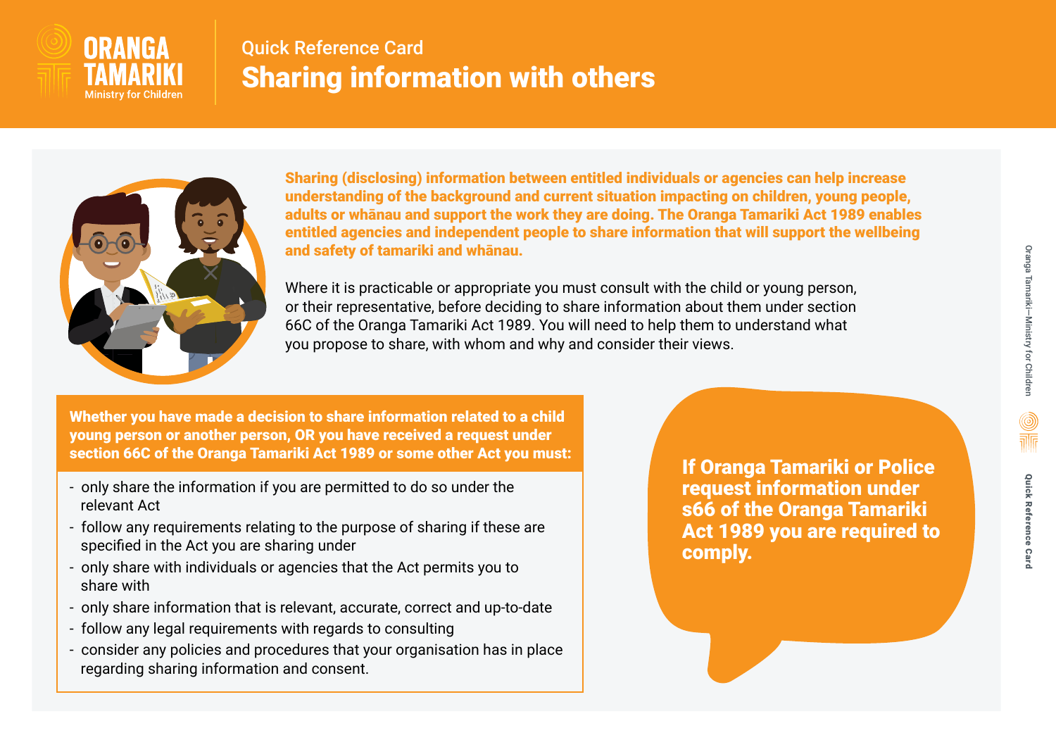Quick Reference Card

# Sharing information with others

**Sharing (disclosing) information between entitled individuals or agencies can help increase understanding of the background and current situation impacting on children, young people, adults or whānau and support the work they are doing. The Oranga Tamariki Act 1989 enables entitled agencies and independent people to share information that will support the wellbeing and safety of tamariki and whānau.**

Where it is practicable or appropriate you must consult with the child or young person, or their representative, before deciding to share information about them under section 66C of the Oranga Tamariki Act 1989. You will need to help them to understand what you propose to share, with whom and why and consider their views.

**Whether you have made a decision to share information related to a child young person or another person, OR you have received a request under section 66C of the Oranga Tamariki Act 1989 or some other Act you must:**

- only share the information if you are permitted to do so under the relevant Act
- follow any requirements relating to the purpose of sharing if these are specified in the Act you are sharing under
- only share with individuals or agencies that the Act permits you to share with
- only share information that is relevant, accurate, correct and up-to-date
- follow any legal requirements with regards to consulting
- consider any policies and procedures that your organisation has in place regarding sharing information and consent.

**If Oranga Tamariki or Police request information under s66 of the Oranga Tamariki Act 1989 you are required to comply.**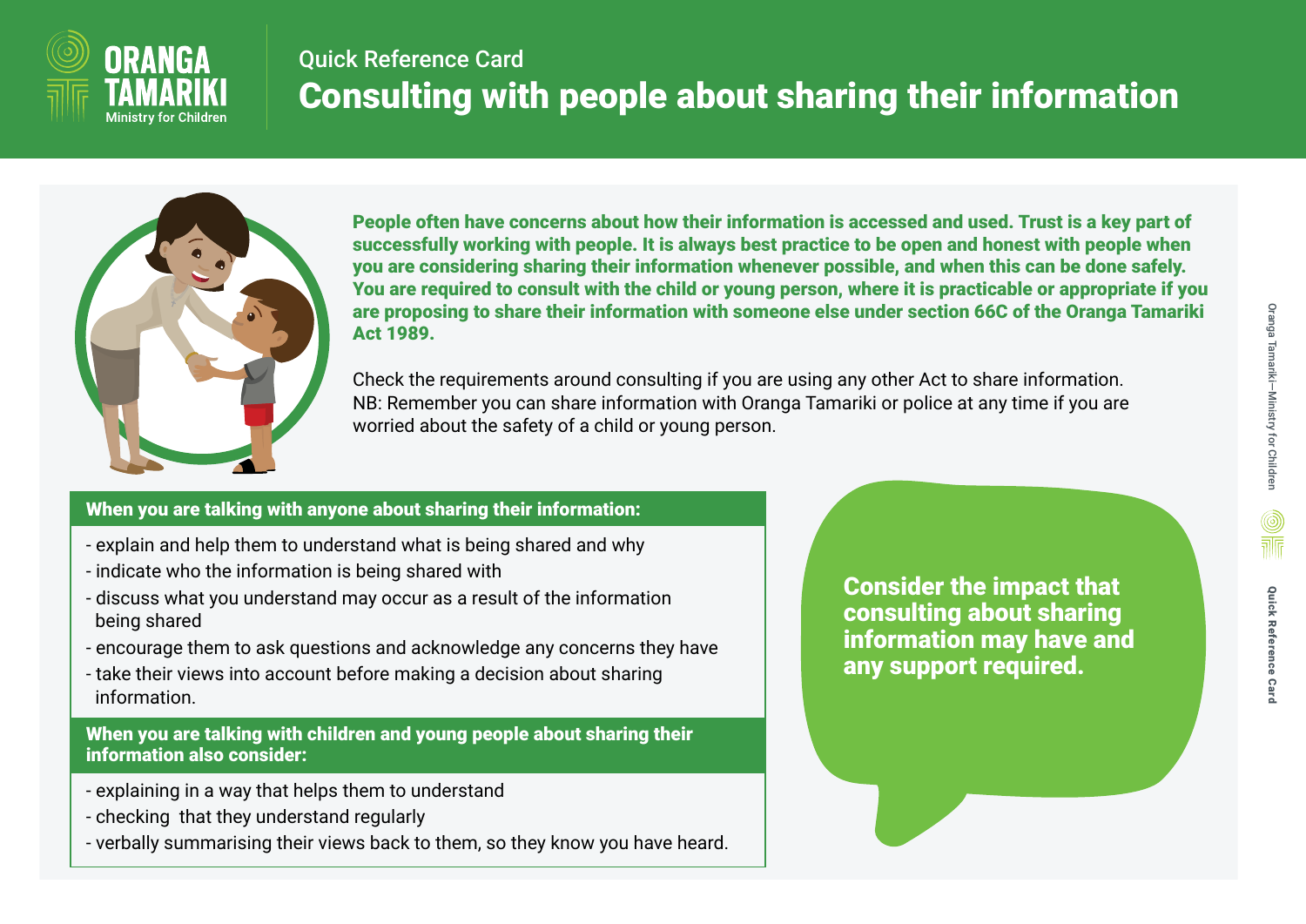Quick Reference Card

# Consulting with people about sharing their information

**People often have concerns about how their information is accessed and used. Trust is a key part of successfully working with people. It is always best practice to be open and honest with people when you are considering sharing their information whenever possible, and when this can be done safely. You are required to consult with the child or young person, where it is practicable or appropriate if you are proposing to share their information with someone else under section 66C of the Oranga Tamariki Act 1989.**

Check the requirements around consulting if you are using any other Act to share information.
NB: Remember you can share information with Oranga Tamariki or police at any time if you are worried about the safety of a child or young person.

### When you are talking with anyone about sharing their information:

- explain and help them to understand what is being shared and why
- indicate who the information is being shared with
- discuss what you understand may occur as a result of the information being shared
- encourage them to ask questions and acknowledge any concerns they have
- take their views into account before making a decision about sharing information.

### When you are talking with children and young people about sharing their information also consider:

- explaining in a way that helps them to understand
- checking that they understand regularly
- verbally summarising their views back to them, so they know you have heard.

**Consider the impact that consulting about sharing information may have and any support required.**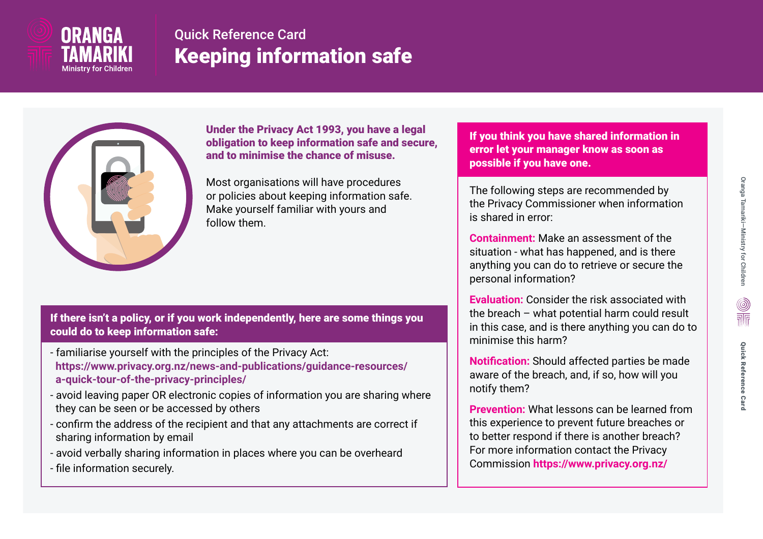ORANGA TAMARIKI
Ministry for Children

Quick Reference Card

# Keeping information safe

**Under the Privacy Act 1993, you have a legal obligation to keep information safe and secure, and to minimise the chance of misuse.**

Most organisations will have procedures or policies about keeping information safe. Make yourself familiar with yours and follow them.

**If there isn't a policy, or if you work independently, here are some things you could do to keep information safe:**

- familiarise yourself with the principles of the Privacy Act: **https://www.privacy.org.nz/news-and-publications/guidance-resources/a-quick-tour-of-the-privacy-principles/**
- avoid leaving paper OR electronic copies of information you are sharing where they can be seen or be accessed by others
- confirm the address of the recipient and that any attachments are correct if sharing information by email
- avoid verbally sharing information in places where you can be overheard
- file information securely.

**If you think you have shared information in error let your manager know as soon as possible if you have one.**

The following steps are recommended by the Privacy Commissioner when information is shared in error:

**Containment:** Make an assessment of the situation - what has happened, and is there anything you can do to retrieve or secure the personal information?

**Evaluation:** Consider the risk associated with the breach – what potential harm could result in this case, and is there anything you can do to minimise this harm?

**Notification:** Should affected parties be made aware of the breach, and, if so, how will you notify them?

**Prevention:** What lessons can be learned from this experience to prevent future breaches or to better respond if there is another breach? For more information contact the Privacy Commission **https://www.privacy.org.nz/**